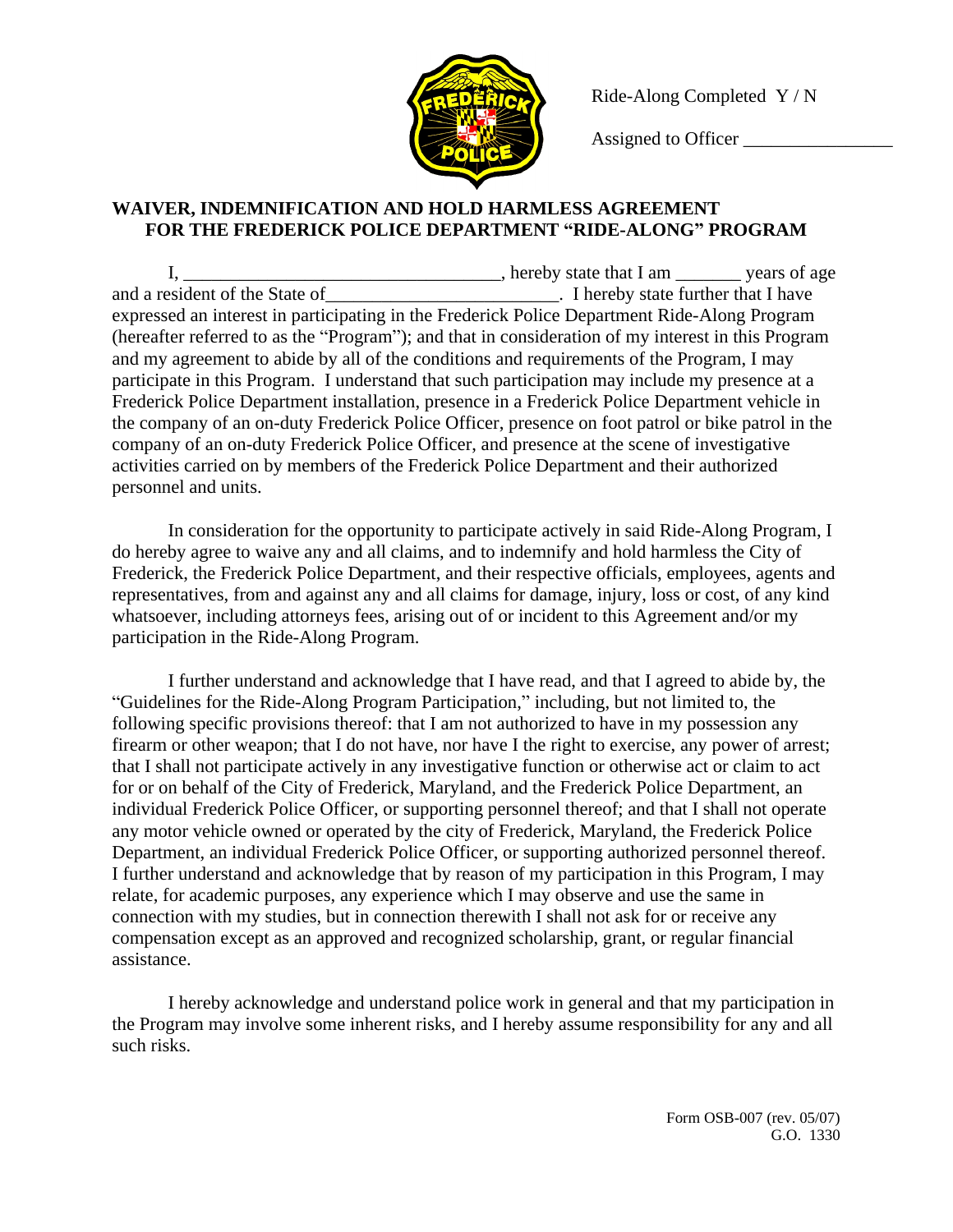Ride-Along Completed Y / N

Assigned to Officer ________________

## WAIVER, INDEMNIFICATION AND HOLD HARMLESS AGREEMENT FOR THE FREDERICK POLICE DEPARTMENT "RIDE-ALONG" PROGRAM

I, ___________________________________, hereby state that I am _______ years of age and a resident of the State of_________________________. I hereby state further that I have expressed an interest in participating in the Frederick Police Department Ride-Along Program (hereafter referred to as the "Program"); and that in consideration of my interest in this Program and my agreement to abide by all of the conditions and requirements of the Program, I may participate in this Program. I understand that such participation may include my presence at a Frederick Police Department installation, presence in a Frederick Police Department vehicle in the company of an on-duty Frederick Police Officer, presence on foot patrol or bike patrol in the company of an on-duty Frederick Police Officer, and presence at the scene of investigative activities carried on by members of the Frederick Police Department and their authorized personnel and units.

In consideration for the opportunity to participate actively in said Ride-Along Program, I do hereby agree to waive any and all claims, and to indemnify and hold harmless the City of Frederick, the Frederick Police Department, and their respective officials, employees, agents and representatives, from and against any and all claims for damage, injury, loss or cost, of any kind whatsoever, including attorneys fees, arising out of or incident to this Agreement and/or my participation in the Ride-Along Program.

I further understand and acknowledge that I have read, and that I agreed to abide by, the "Guidelines for the Ride-Along Program Participation," including, but not limited to, the following specific provisions thereof: that I am not authorized to have in my possession any firearm or other weapon; that I do not have, nor have I the right to exercise, any power of arrest; that I shall not participate actively in any investigative function or otherwise act or claim to act for or on behalf of the City of Frederick, Maryland, and the Frederick Police Department, an individual Frederick Police Officer, or supporting personnel thereof; and that I shall not operate any motor vehicle owned or operated by the city of Frederick, Maryland, the Frederick Police Department, an individual Frederick Police Officer, or supporting authorized personnel thereof. I further understand and acknowledge that by reason of my participation in this Program, I may relate, for academic purposes, any experience which I may observe and use the same in connection with my studies, but in connection therewith I shall not ask for or receive any compensation except as an approved and recognized scholarship, grant, or regular financial assistance.

I hereby acknowledge and understand police work in general and that my participation in the Program may involve some inherent risks, and I hereby assume responsibility for any and all such risks.

Form OSB-007 (rev. 05/07)
G.O. 1330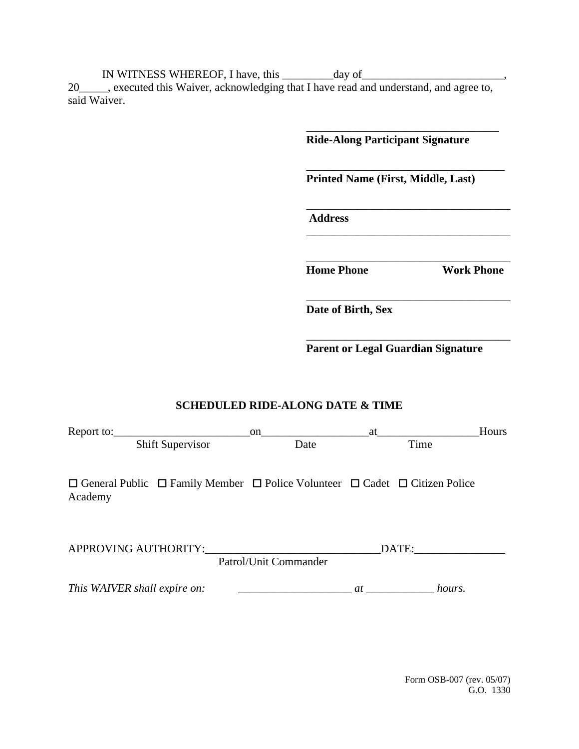IN WITNESS WHEREOF, I have, this _________day of_________________________, 20_____, executed this Waiver, acknowledging that I have read and understand, and agree to, said Waiver.

___________________________________
**Ride-Along Participant Signature**

____________________________________
**Printed Name (First, Middle, Last)**

_____________________________________
**Address**
_____________________________________

_____________________________________
**Home Phone** **Work Phone**

_____________________________________
**Date of Birth, Sex**

_____________________________________
**Parent or Legal Guardian Signature**

**SCHEDULED RIDE-ALONG DATE & TIME**

Report to:________________________on___________________at__________________Hours
Shift Supervisor Date Time

☐ General Public ☐ Family Member ☐ Police Volunteer ☐ Cadet ☐ Citizen Police Academy

APPROVING AUTHORITY:_______________________________DATE:________________
Patrol/Unit Commander

*This WAIVER shall expire on:* ____________________ *at* ____________ *hours.*

Form OSB-007 (rev. 05/07)
G.O. 1330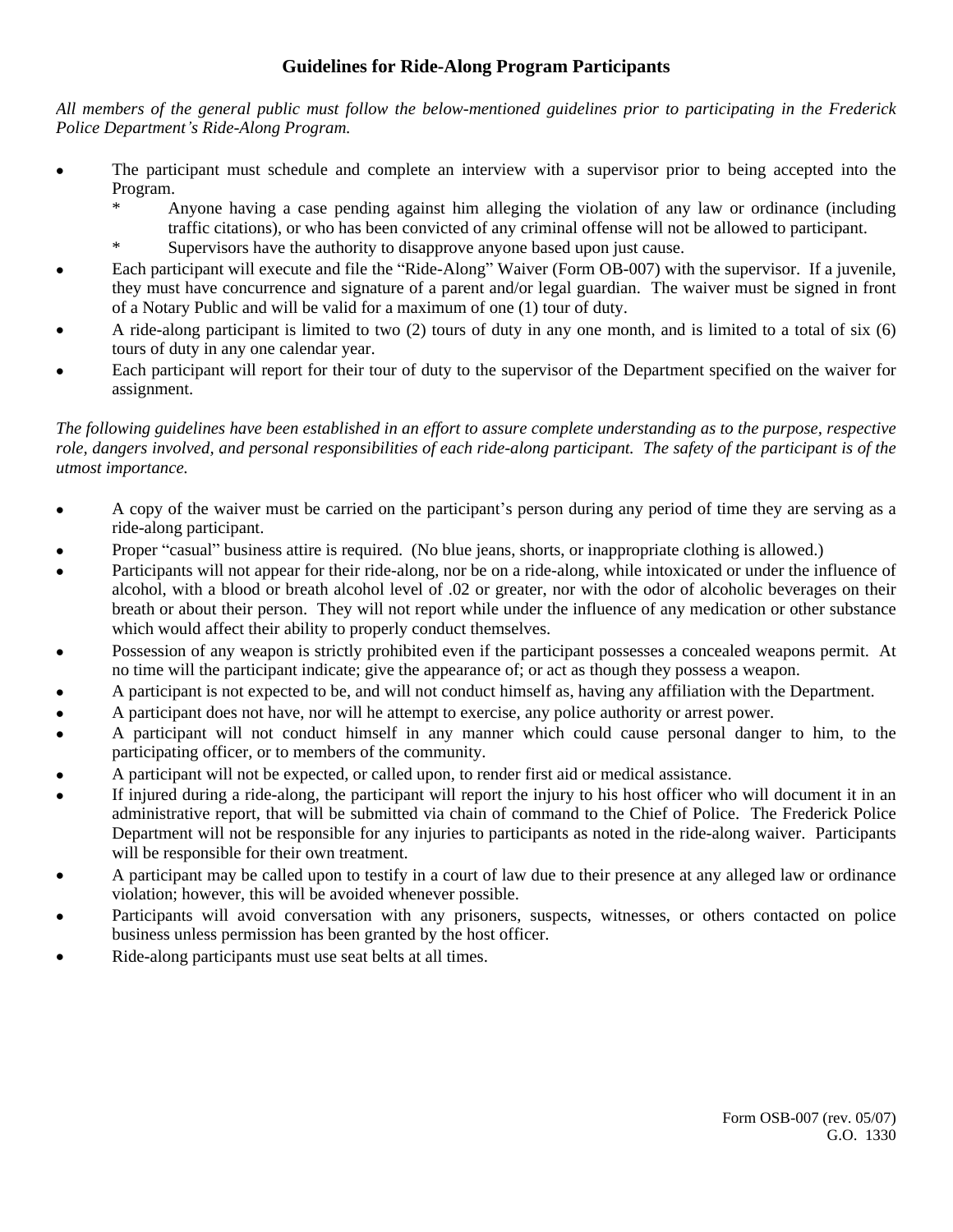## Guidelines for Ride-Along Program Participants

*All members of the general public must follow the below-mentioned guidelines prior to participating in the Frederick Police Department's Ride-Along Program.*

- The participant must schedule and complete an interview with a supervisor prior to being accepted into the Program.
  - Anyone having a case pending against him alleging the violation of any law or ordinance (including traffic citations), or who has been convicted of any criminal offense will not be allowed to participant.
  - Supervisors have the authority to disapprove anyone based upon just cause.
- Each participant will execute and file the "Ride-Along" Waiver (Form OB-007) with the supervisor. If a juvenile, they must have concurrence and signature of a parent and/or legal guardian. The waiver must be signed in front of a Notary Public and will be valid for a maximum of one (1) tour of duty.
- A ride-along participant is limited to two (2) tours of duty in any one month, and is limited to a total of six (6) tours of duty in any one calendar year.
- Each participant will report for their tour of duty to the supervisor of the Department specified on the waiver for assignment.

*The following guidelines have been established in an effort to assure complete understanding as to the purpose, respective role, dangers involved, and personal responsibilities of each ride-along participant. The safety of the participant is of the utmost importance.*

- A copy of the waiver must be carried on the participant's person during any period of time they are serving as a ride-along participant.
- Proper "casual" business attire is required. (No blue jeans, shorts, or inappropriate clothing is allowed.)
- Participants will not appear for their ride-along, nor be on a ride-along, while intoxicated or under the influence of alcohol, with a blood or breath alcohol level of .02 or greater, nor with the odor of alcoholic beverages on their breath or about their person. They will not report while under the influence of any medication or other substance which would affect their ability to properly conduct themselves.
- Possession of any weapon is strictly prohibited even if the participant possesses a concealed weapons permit. At no time will the participant indicate; give the appearance of; or act as though they possess a weapon.
- A participant is not expected to be, and will not conduct himself as, having any affiliation with the Department.
- A participant does not have, nor will he attempt to exercise, any police authority or arrest power.
- A participant will not conduct himself in any manner which could cause personal danger to him, to the participating officer, or to members of the community.
- A participant will not be expected, or called upon, to render first aid or medical assistance.
- If injured during a ride-along, the participant will report the injury to his host officer who will document it in an administrative report, that will be submitted via chain of command to the Chief of Police. The Frederick Police Department will not be responsible for any injuries to participants as noted in the ride-along waiver. Participants will be responsible for their own treatment.
- A participant may be called upon to testify in a court of law due to their presence at any alleged law or ordinance violation; however, this will be avoided whenever possible.
- Participants will avoid conversation with any prisoners, suspects, witnesses, or others contacted on police business unless permission has been granted by the host officer.
- Ride-along participants must use seat belts at all times.

Form OSB-007 (rev. 05/07)
G.O. 1330